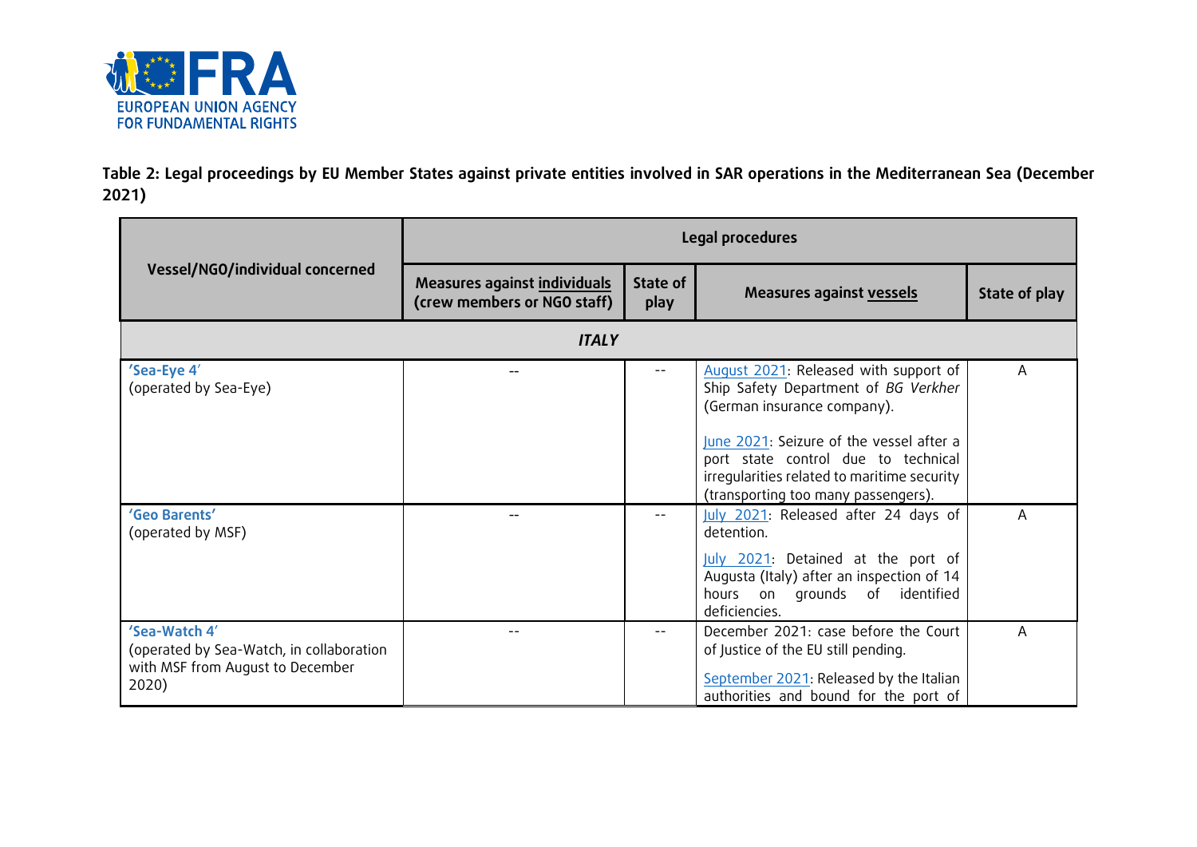**Table 2: Legal proceedings by EU Member States against private entities involved in SAR operations in the Mediterranean Sea (December 2021)**

| Vessel/NGO/individual concerned | Legal procedures | | | |
|---|---|---|---|---|
| | Measures against individuals (crew members or NGO staff) | State of play | Measures against vessels | State of play |
| ***ITALY*** | | | | |
| **'Sea-Eye 4'** (operated by Sea-Eye) | -- | -- | August 2021: Released with support of Ship Safety Department of *BG Verkher* (German insurance company). June 2021: Seizure of the vessel after a port state control due to technical irregularities related to maritime security (transporting too many passengers). | A |
| **'Geo Barents'** (operated by MSF) | -- | -- | July 2021: Released after 24 days of detention. July 2021: Detained at the port of Augusta (Italy) after an inspection of 14 hours on grounds of identified deficiencies. | A |
| **'Sea-Watch 4'** (operated by Sea-Watch, in collaboration with MSF from August to December 2020) | -- | -- | December 2021: case before the Court of Justice of the EU still pending. September 2021: Released by the Italian authorities and bound for the port of | A |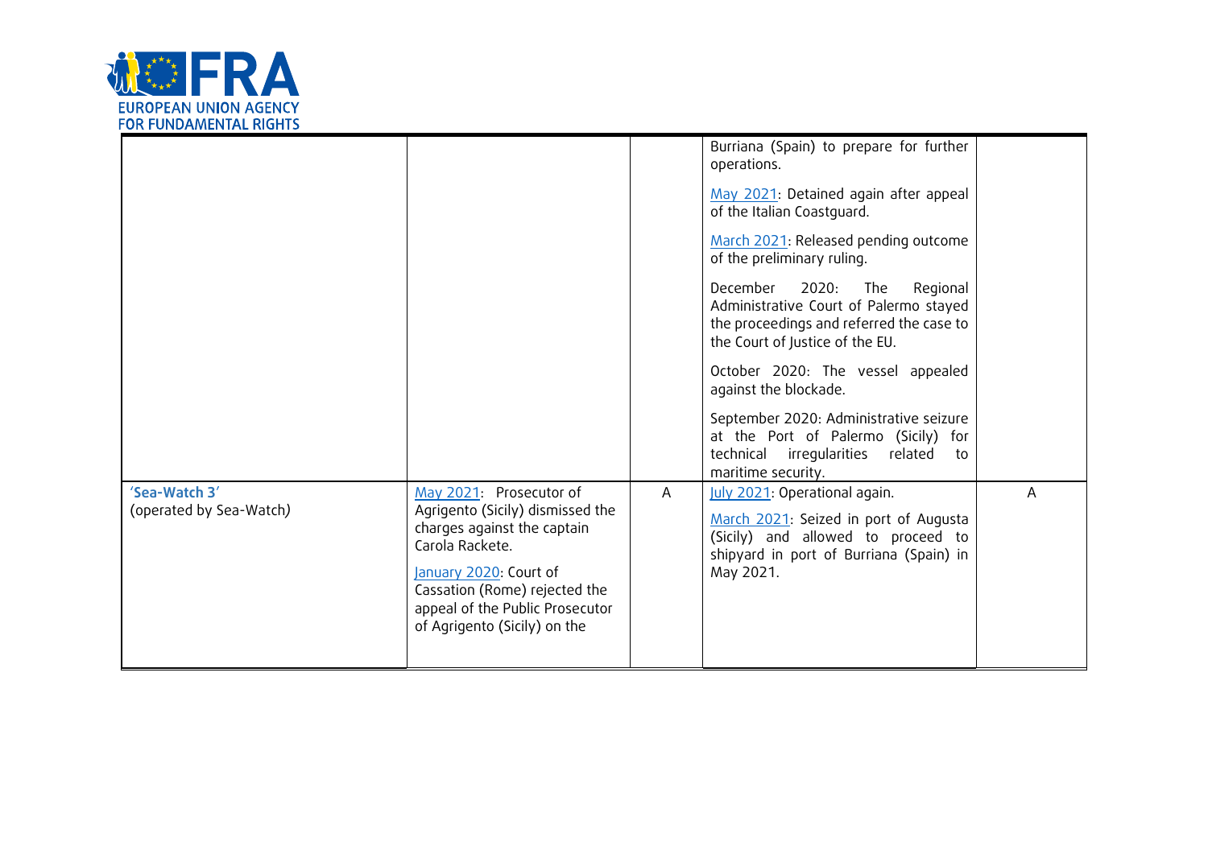| | | | | |
|---|---|---|---|---|
| | | | Burriana (Spain) to prepare for further operations.<br><br>May 2021: Detained again after appeal of the Italian Coastguard.<br><br>March 2021: Released pending outcome of the preliminary ruling.<br><br>December 2020: The Regional Administrative Court of Palermo stayed the proceedings and referred the case to the Court of Justice of the EU.<br><br>October 2020: The vessel appealed against the blockade.<br><br>September 2020: Administrative seizure at the Port of Palermo (Sicily) for technical irregularities related to maritime security. | |
| **'Sea-Watch 3'**<br>(operated by Sea-Watch) | May 2021: Prosecutor of Agrigento (Sicily) dismissed the charges against the captain Carola Rackete.<br><br>January 2020: Court of Cassation (Rome) rejected the appeal of the Public Prosecutor of Agrigento (Sicily) on the | A | July 2021: Operational again.<br><br>March 2021: Seized in port of Augusta (Sicily) and allowed to proceed to shipyard in port of Burriana (Spain) in May 2021. | A |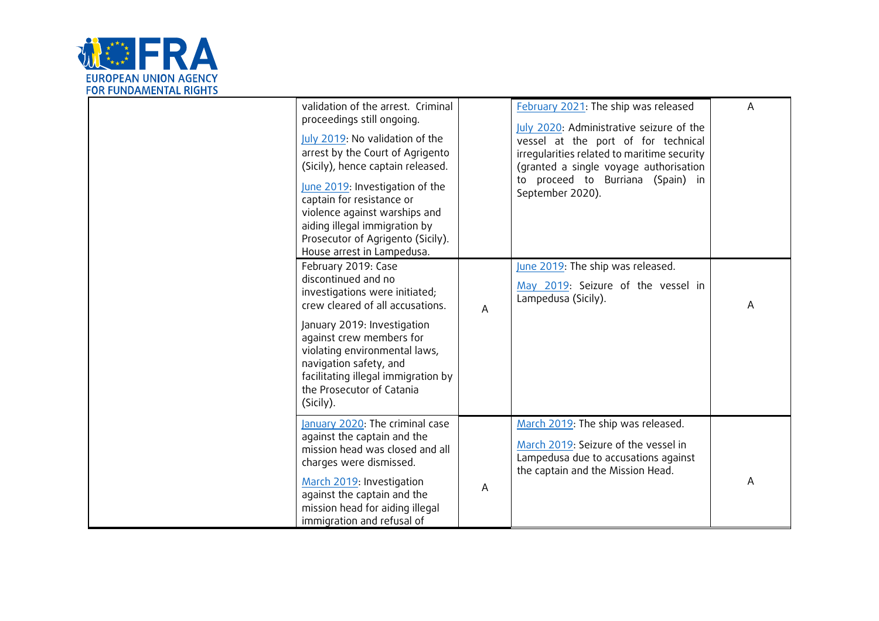| | | | | |
|---|---|---|---|---|
| | validation of the arrest. Criminal proceedings still ongoing.<br><br>July 2019: No validation of the arrest by the Court of Agrigento (Sicily), hence captain released.<br><br>June 2019: Investigation of the captain for resistance or violence against warships and aiding illegal immigration by Prosecutor of Agrigento (Sicily). House arrest in Lampedusa. | | February 2021: The ship was released<br><br>July 2020: Administrative seizure of the vessel at the port of for technical irregularities related to maritime security (granted a single voyage authorisation to proceed to Burriana (Spain) in September 2020). | A |
| | February 2019: Case discontinued and no investigations were initiated; crew cleared of all accusations.<br><br>January 2019: Investigation against crew members for violating environmental laws, navigation safety, and facilitating illegal immigration by the Prosecutor of Catania (Sicily). | A | June 2019: The ship was released.<br><br>May 2019: Seizure of the vessel in Lampedusa (Sicily). | A |
| | January 2020: The criminal case against the captain and the mission head was closed and all charges were dismissed.<br><br>March 2019: Investigation against the captain and the mission head for aiding illegal immigration and refusal of | A | March 2019: The ship was released.<br><br>March 2019: Seizure of the vessel in Lampedusa due to accusations against the captain and the Mission Head. | A |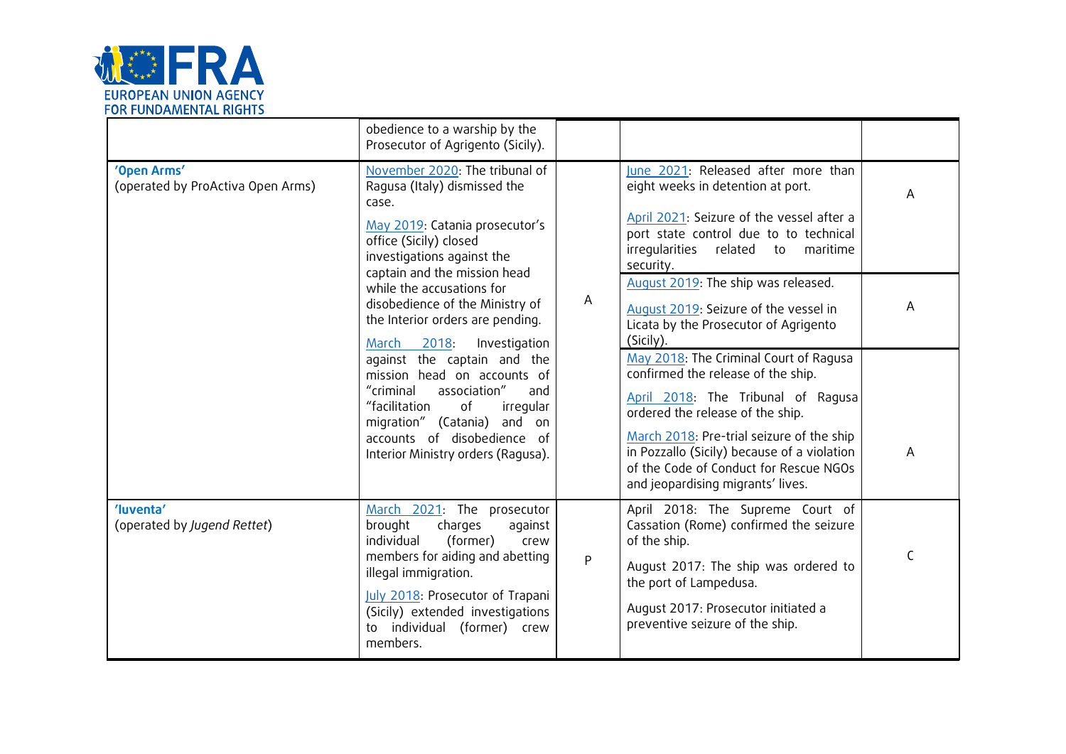| | | | | |
|---|---|---|---|---|
| | obedience to a warship by the Prosecutor of Agrigento (Sicily). | | | |
| **'Open Arms'** (operated by ProActiva Open Arms) | November 2020: The tribunal of Ragusa (Italy) dismissed the case. May 2019: Catania prosecutor's office (Sicily) closed investigations against the captain and the mission head while the accusations for disobedience of the Ministry of the Interior orders are pending. March 2018: Investigation against the captain and the mission head on accounts of "criminal association" and "facilitation of irregular migration" (Catania) and on accounts of disobedience of Interior Ministry orders (Ragusa). | A | June 2021: Released after more than eight weeks in detention at port. April 2021: Seizure of the vessel after a port state control due to to technical irregularities related to maritime security. | A |
| | | | August 2019: The ship was released. August 2019: Seizure of the vessel in Licata by the Prosecutor of Agrigento (Sicily). | A |
| | | | May 2018: The Criminal Court of Ragusa confirmed the release of the ship. April 2018: The Tribunal of Ragusa ordered the release of the ship. March 2018: Pre-trial seizure of the ship in Pozzallo (Sicily) because of a violation of the Code of Conduct for Rescue NGOs and jeopardising migrants' lives. | A |
| **'Iuventa'** (operated by *Jugend Rettet*) | March 2021: The prosecutor brought charges against individual (former) crew members for aiding and abetting illegal immigration. July 2018: Prosecutor of Trapani (Sicily) extended investigations to individual (former) crew members. | P | April 2018: The Supreme Court of Cassation (Rome) confirmed the seizure of the ship. August 2017: The ship was ordered to the port of Lampedusa. August 2017: Prosecutor initiated a preventive seizure of the ship. | C |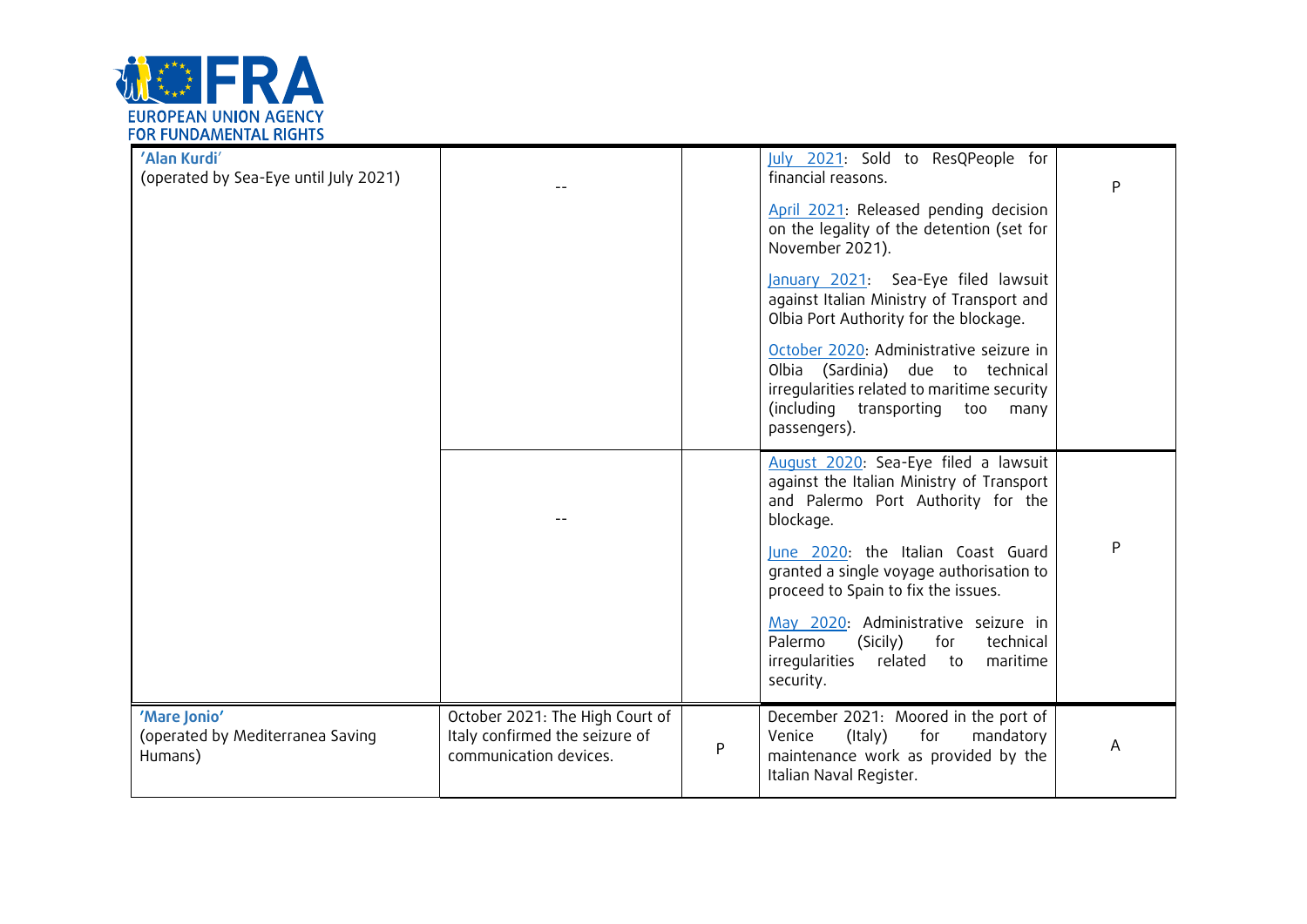| | | | | |
|---|---|---|---|---|
| **'Alan Kurdi'** (operated by Sea-Eye until July 2021) | -- | | July 2021: Sold to ResQPeople for financial reasons. April 2021: Released pending decision on the legality of the detention (set for November 2021). January 2021: Sea-Eye filed lawsuit against Italian Ministry of Transport and Olbia Port Authority for the blockage. October 2020: Administrative seizure in Olbia (Sardinia) due to technical irregularities related to maritime security (including transporting too many passengers). | P |
| | -- | | August 2020: Sea-Eye filed a lawsuit against the Italian Ministry of Transport and Palermo Port Authority for the blockage. June 2020: the Italian Coast Guard granted a single voyage authorisation to proceed to Spain to fix the issues. May 2020: Administrative seizure in Palermo (Sicily) for technical irregularities related to maritime security. | P |
| **'Mare Jonio'** (operated by Mediterranea Saving Humans) | October 2021: The High Court of Italy confirmed the seizure of communication devices. | P | December 2021: Moored in the port of Venice (Italy) for mandatory maintenance work as provided by the Italian Naval Register. | A |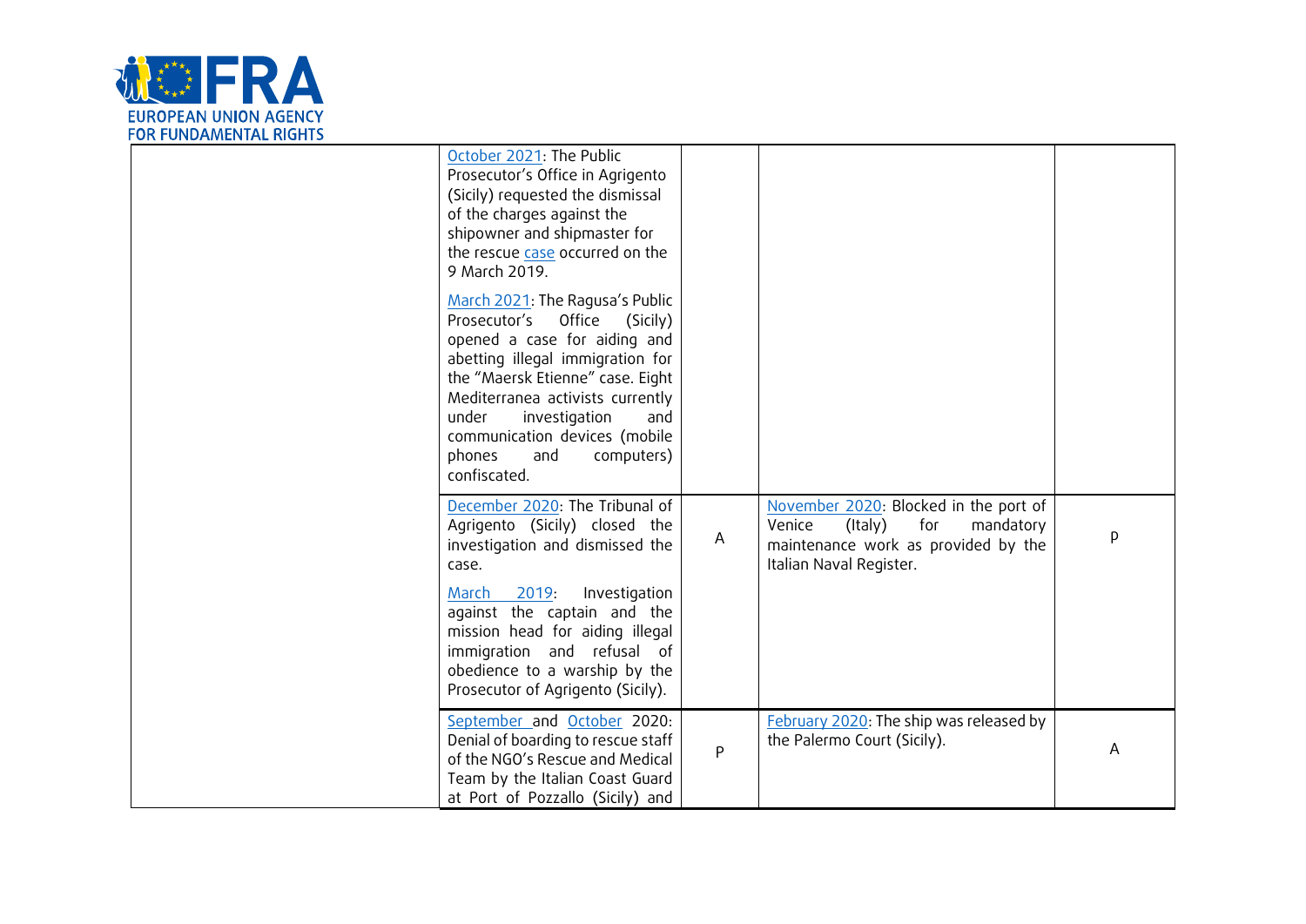| | | | | |
|---|---|---|---|---|
| | October 2021: The Public Prosecutor's Office in Agrigento (Sicily) requested the dismissal of the charges against the shipowner and shipmaster for the rescue case occurred on the 9 March 2019.<br><br>March 2021: The Ragusa's Public Prosecutor's Office (Sicily) opened a case for aiding and abetting illegal immigration for the "Maersk Etienne" case. Eight Mediterranea activists currently under investigation and communication devices (mobile phones and computers) confiscated. | | | |
| | December 2020: The Tribunal of Agrigento (Sicily) closed the investigation and dismissed the case.<br><br>March 2019: Investigation against the captain and the mission head for aiding illegal immigration and refusal of obedience to a warship by the Prosecutor of Agrigento (Sicily). | A | November 2020: Blocked in the port of Venice (Italy) for mandatory maintenance work as provided by the Italian Naval Register. | P |
| | September and October 2020: Denial of boarding to rescue staff of the NGO's Rescue and Medical Team by the Italian Coast Guard at Port of Pozzallo (Sicily) and | P | February 2020: The ship was released by the Palermo Court (Sicily). | A |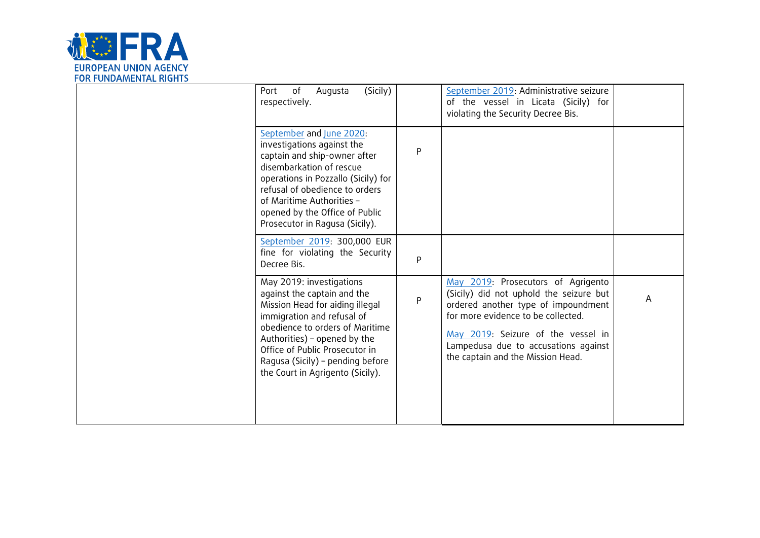| | | | | |
|---|---|---|---|---|
| | Port of Augusta (Sicily) respectively. | | September 2019: Administrative seizure of the vessel in Licata (Sicily) for violating the Security Decree Bis. | |
| | September and June 2020: investigations against the captain and ship-owner after disembarkation of rescue operations in Pozzallo (Sicily) for refusal of obedience to orders of Maritime Authorities – opened by the Office of Public Prosecutor in Ragusa (Sicily). | P | | |
| | September 2019: 300,000 EUR fine for violating the Security Decree Bis. | P | | |
| | May 2019: investigations against the captain and the Mission Head for aiding illegal immigration and refusal of obedience to orders of Maritime Authorities) – opened by the Office of Public Prosecutor in Ragusa (Sicily) – pending before the Court in Agrigento (Sicily). | P | May 2019: Prosecutors of Agrigento (Sicily) did not uphold the seizure but ordered another type of impoundment for more evidence to be collected.<br><br>May 2019: Seizure of the vessel in Lampedusa due to accusations against the captain and the Mission Head. | A |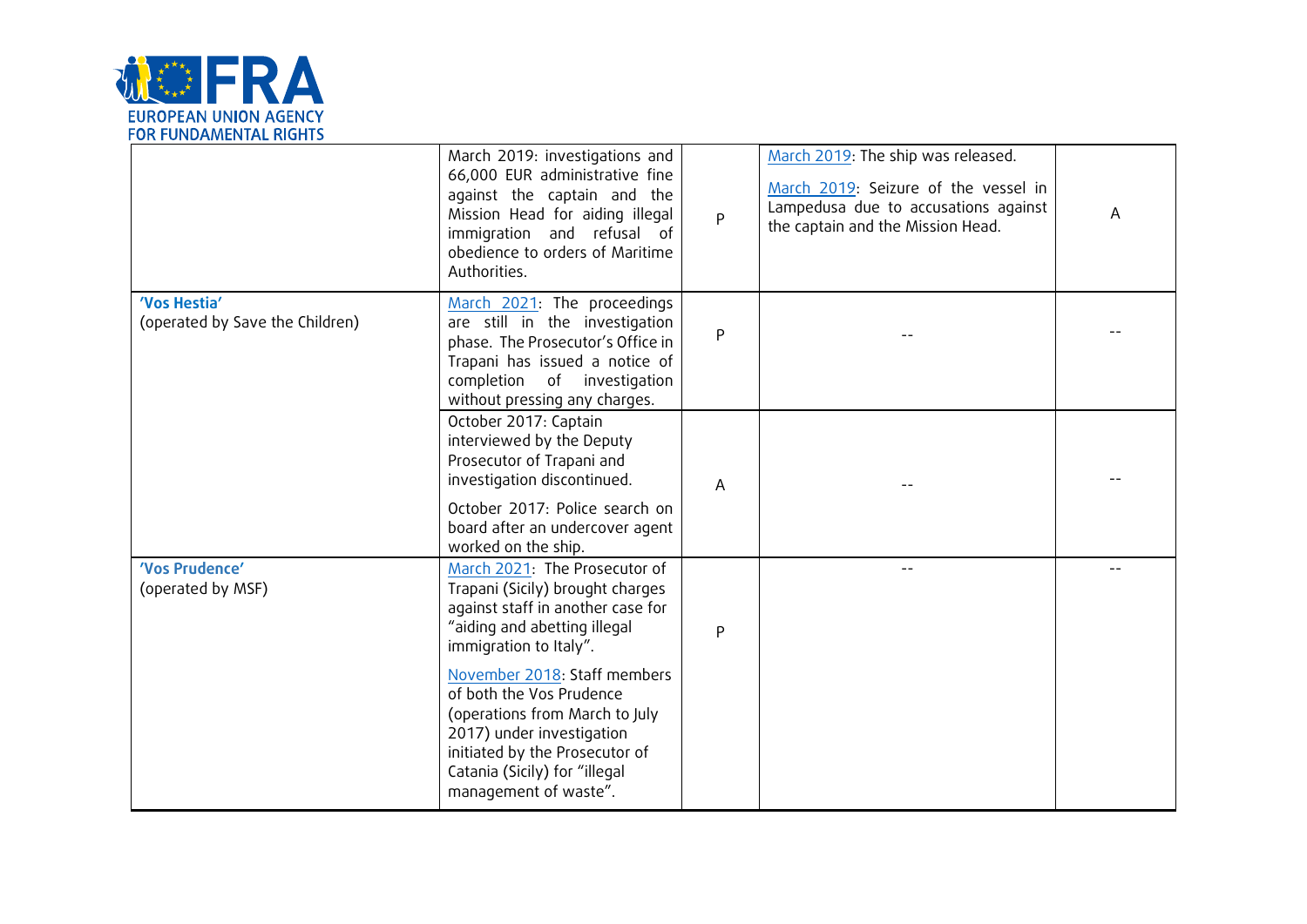| | | | | |
|---|---|---|---|---|
| | March 2019: investigations and 66,000 EUR administrative fine against the captain and the Mission Head for aiding illegal immigration and refusal of obedience to orders of Maritime Authorities. | P | March 2019: The ship was released.<br><br>March 2019: Seizure of the vessel in Lampedusa due to accusations against the captain and the Mission Head. | A |
| **'Vos Hestia'**<br>(operated by Save the Children) | March 2021: The proceedings are still in the investigation phase. The Prosecutor's Office in Trapani has issued a notice of completion of investigation without pressing any charges. | P | -- | -- |
| | October 2017: Captain interviewed by the Deputy Prosecutor of Trapani and investigation discontinued.<br><br>October 2017: Police search on board after an undercover agent worked on the ship. | A | -- | -- |
| **'Vos Prudence'**<br>(operated by MSF) | March 2021: The Prosecutor of Trapani (Sicily) brought charges against staff in another case for "aiding and abetting illegal immigration to Italy".<br><br>November 2018: Staff members of both the Vos Prudence (operations from March to July 2017) under investigation initiated by the Prosecutor of Catania (Sicily) for "illegal management of waste". | P | -- | -- |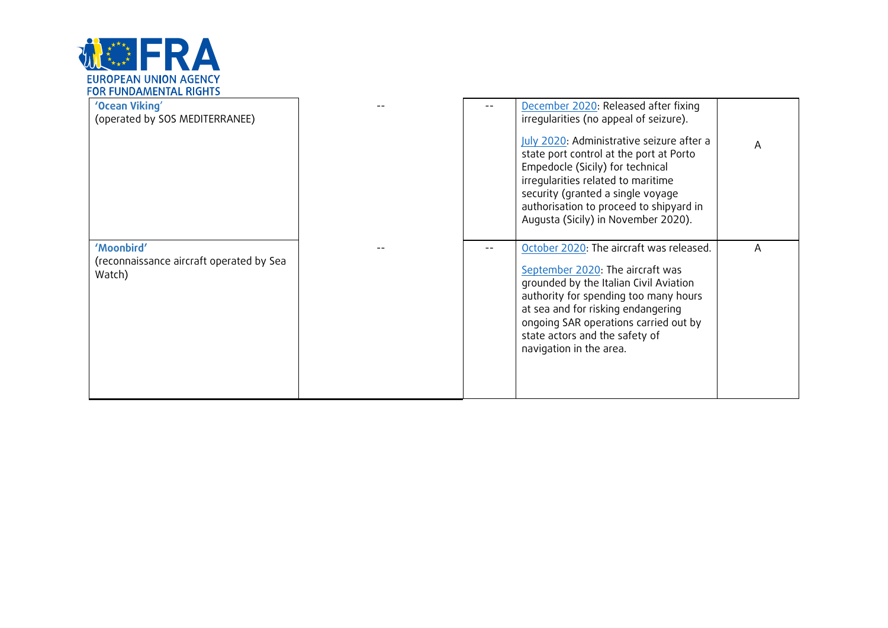| | | | | |
|---|---|---|---|---|
| **'Ocean Viking'** (operated by SOS MEDITERRANEE) | -- | -- | December 2020: Released after fixing irregularities (no appeal of seizure).<br><br>July 2020: Administrative seizure after a state port control at the port at Porto Empedocle (Sicily) for technical irregularities related to maritime security (granted a single voyage authorisation to proceed to shipyard in Augusta (Sicily) in November 2020). | A |
| **'Moonbird'** (reconnaissance aircraft operated by Sea Watch) | -- | -- | October 2020: The aircraft was released.<br><br>September 2020: The aircraft was grounded by the Italian Civil Aviation authority for spending too many hours at sea and for risking endangering ongoing SAR operations carried out by state actors and the safety of navigation in the area. | A |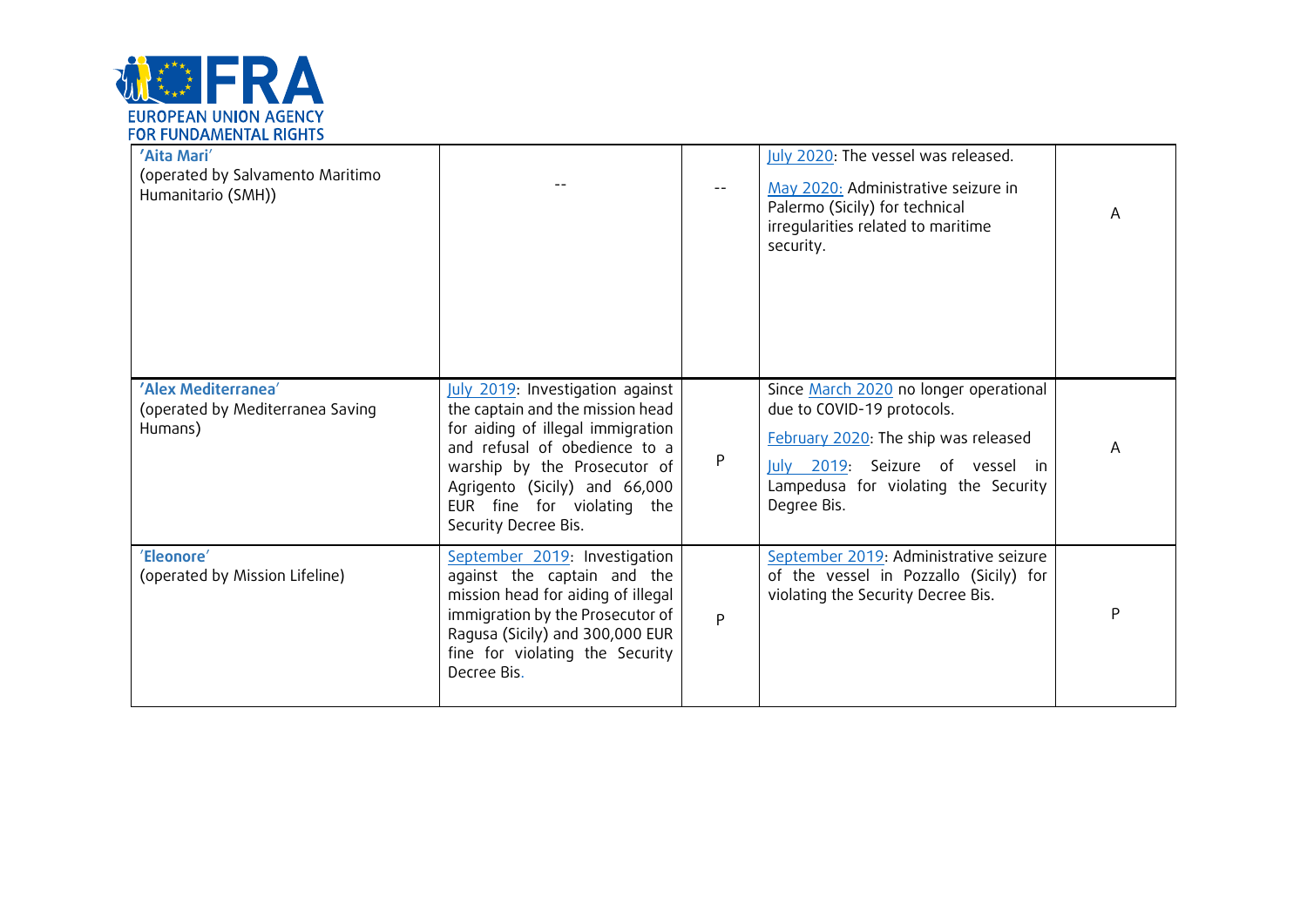| | | | | |
|---|---|---|---|---|
| **'Aita Mari'** (operated by Salvamento Maritimo Humanitario (SMH)) | -- | -- | July 2020: The vessel was released.<br><br>May 2020: Administrative seizure in Palermo (Sicily) for technical irregularities related to maritime security. | A |
| **'Alex Mediterranea'** (operated by Mediterranea Saving Humans) | July 2019: Investigation against the captain and the mission head for aiding of illegal immigration and refusal of obedience to a warship by the Prosecutor of Agrigento (Sicily) and 66,000 EUR fine for violating the Security Decree Bis. | P | Since March 2020 no longer operational due to COVID-19 protocols.<br><br>February 2020: The ship was released<br><br>July 2019: Seizure of vessel in Lampedusa for violating the Security Degree Bis. | A |
| **'Eleonore'** (operated by Mission Lifeline) | September 2019: Investigation against the captain and the mission head for aiding of illegal immigration by the Prosecutor of Ragusa (Sicily) and 300,000 EUR fine for violating the Security Decree Bis. | P | September 2019: Administrative seizure of the vessel in Pozzallo (Sicily) for violating the Security Decree Bis. | P |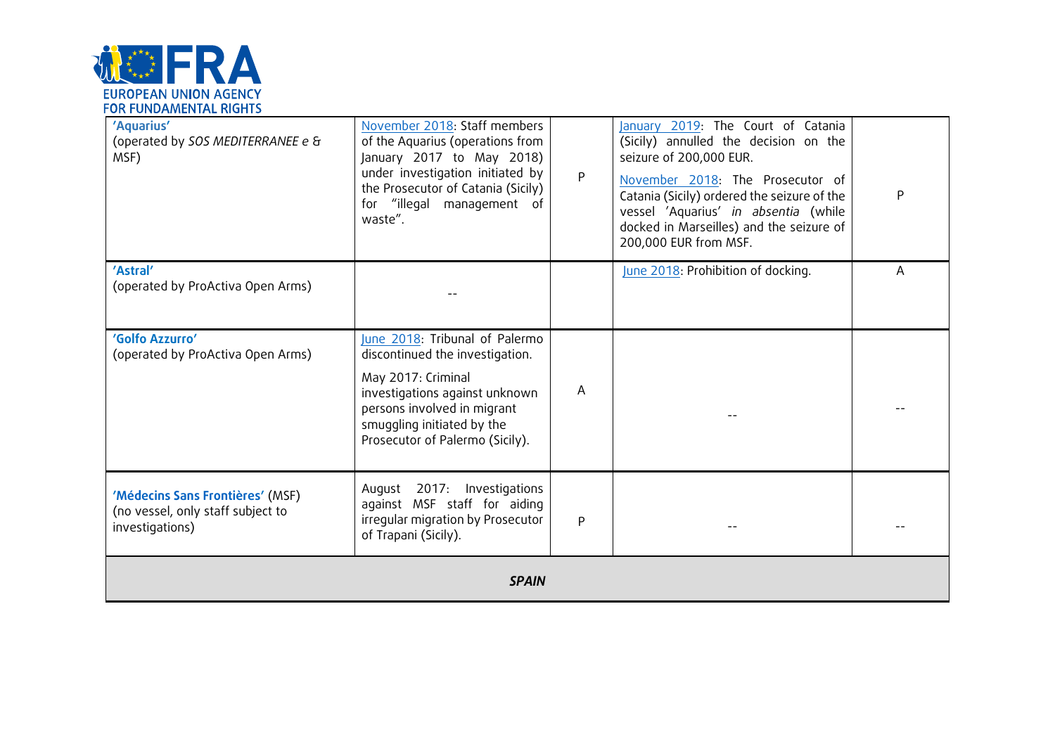| | | | | |
|---|---|---|---|---|
| **'Aquarius'**<br>(operated by *SOS MEDITERRANEE e &* MSF) | November 2018: Staff members of the Aquarius (operations from January 2017 to May 2018) under investigation initiated by the Prosecutor of Catania (Sicily) for "illegal management of waste". | P | January 2019: The Court of Catania (Sicily) annulled the decision on the seizure of 200,000 EUR.<br>November 2018: The Prosecutor of Catania (Sicily) ordered the seizure of the vessel 'Aquarius' *in absentia* (while docked in Marseilles) and the seizure of 200,000 EUR from MSF. | P |
| **'Astral'**<br>(operated by ProActiva Open Arms) | -- | | June 2018: Prohibition of docking. | A |
| **'Golfo Azzurro'**<br>(operated by ProActiva Open Arms) | June 2018: Tribunal of Palermo discontinued the investigation.<br>May 2017: Criminal investigations against unknown persons involved in migrant smuggling initiated by the Prosecutor of Palermo (Sicily). | A | -- | -- |
| **'Médecins Sans Frontières'** (MSF)<br>(no vessel, only staff subject to investigations) | August 2017: Investigations against MSF staff for aiding irregular migration by Prosecutor of Trapani (Sicily). | P | -- | -- |
| ***SPAIN*** | | | | |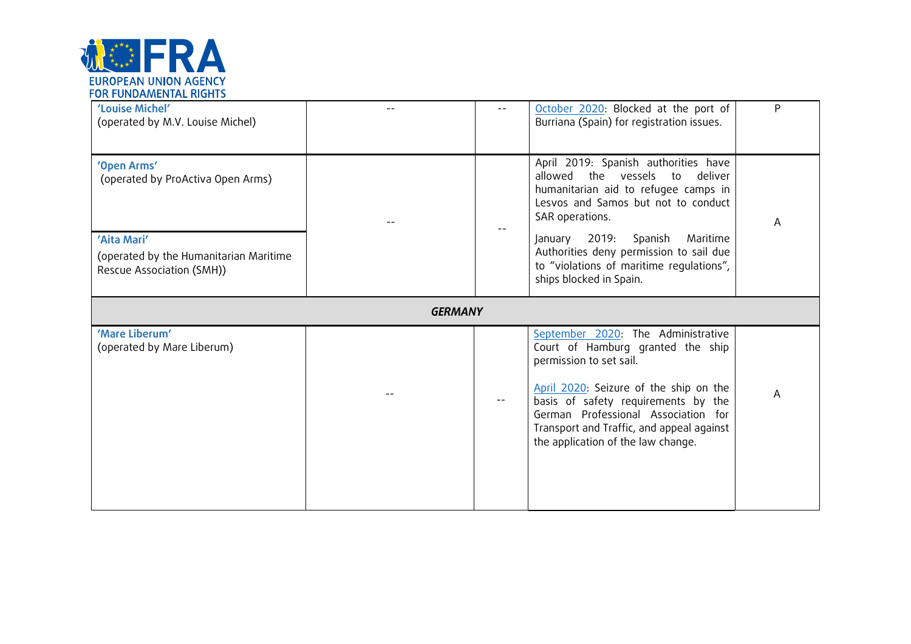| | | | | |
|---|---|---|---|---|
| **'Louise Michel'** (operated by M.V. Louise Michel) | -- | -- | October 2020: Blocked at the port of Burriana (Spain) for registration issues. | P |
| **'Open Arms'** (operated by ProActiva Open Arms) **'Aita Mari'** (operated by the Humanitarian Maritime Rescue Association (SMH)) | -- | -- | April 2019: Spanish authorities have allowed the vessels to deliver humanitarian aid to refugee camps in Lesvos and Samos but not to conduct SAR operations. January 2019: Spanish Maritime Authorities deny permission to sail due to "violations of maritime regulations", ships blocked in Spain. | A |
| ***GERMANY*** | | | | |
| **'Mare Liberum'** (operated by Mare Liberum) | -- | -- | September 2020: The Administrative Court of Hamburg granted the ship permission to set sail. April 2020: Seizure of the ship on the basis of safety requirements by the German Professional Association for Transport and Traffic, and appeal against the application of the law change. | A |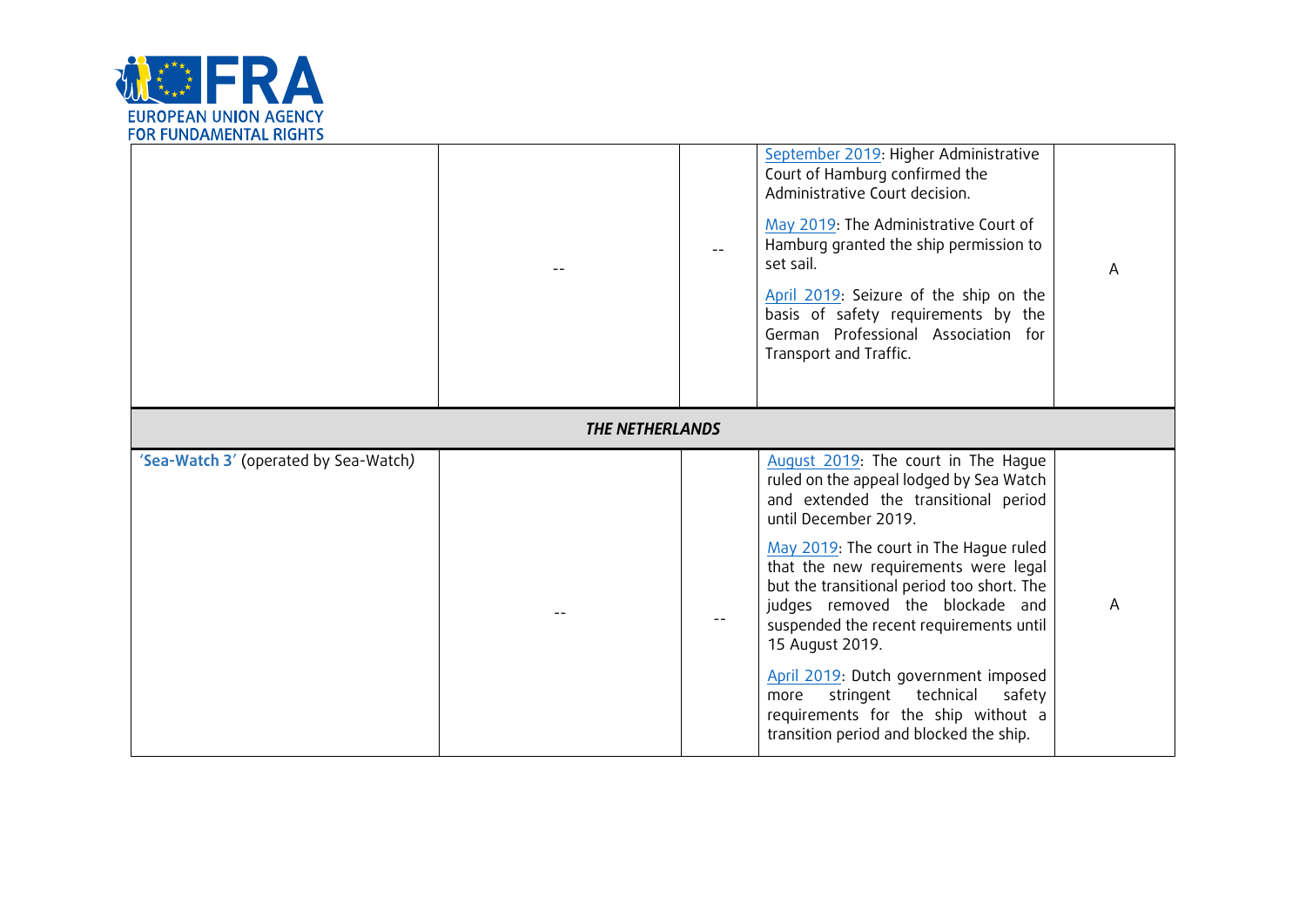| | | | | |
|---|---|---|---|---|
| | -- | -- | September 2019: Higher Administrative Court of Hamburg confirmed the Administrative Court decision.<br><br>May 2019: The Administrative Court of Hamburg granted the ship permission to set sail.<br><br>April 2019: Seizure of the ship on the basis of safety requirements by the German Professional Association for Transport and Traffic. | A |
| ***THE NETHERLANDS*** | | | | |
| '**Sea-Watch 3**' (operated by Sea-Watch) | -- | -- | August 2019: The court in The Hague ruled on the appeal lodged by Sea Watch and extended the transitional period until December 2019.<br><br>May 2019: The court in The Hague ruled that the new requirements were legal but the transitional period too short. The judges removed the blockade and suspended the recent requirements until 15 August 2019.<br><br>April 2019: Dutch government imposed more stringent technical safety requirements for the ship without a transition period and blocked the ship. | A |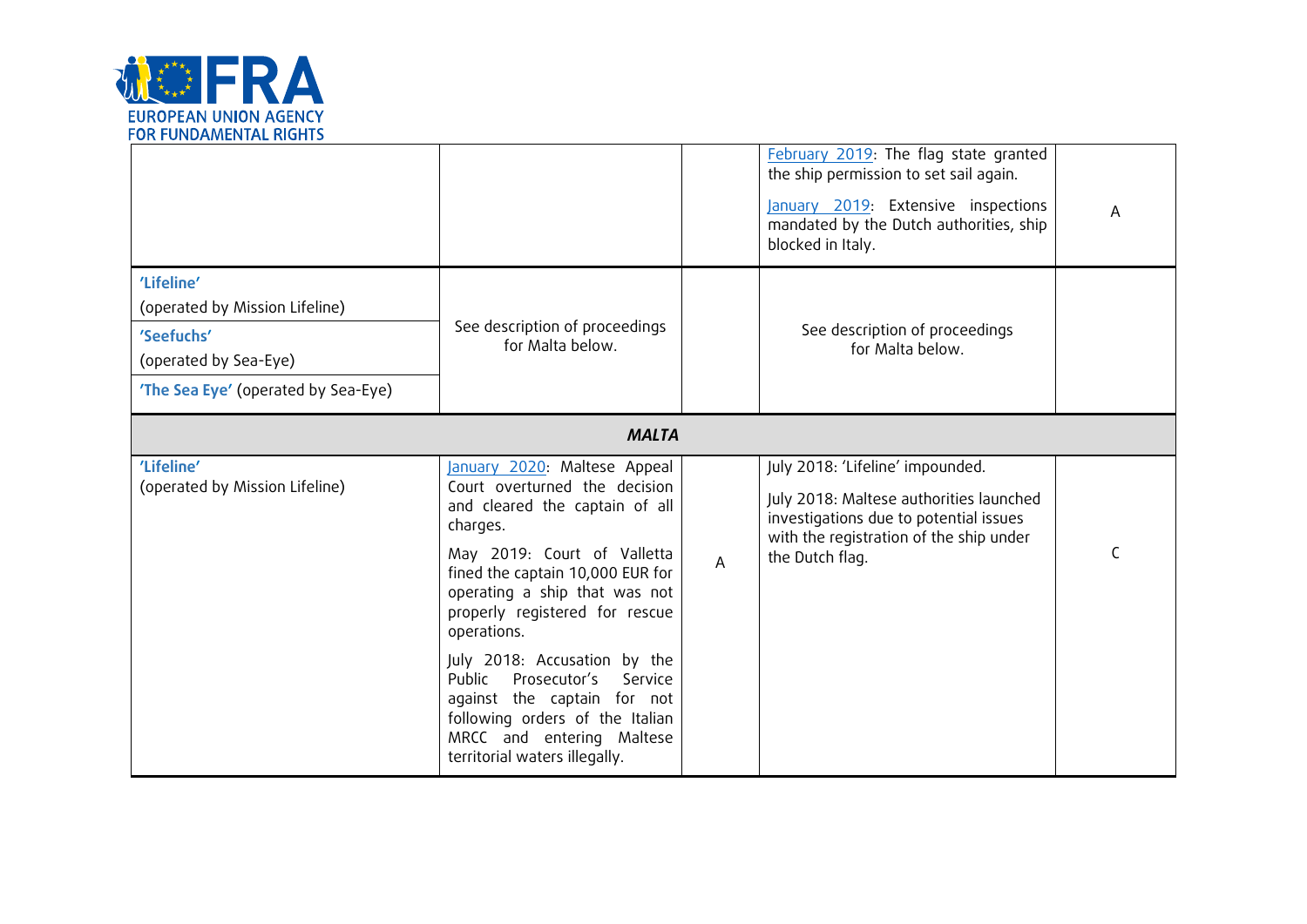| | | | | |
|---|---|---|---|---|
| | | | February 2019: The flag state granted the ship permission to set sail again.<br><br>January 2019: Extensive inspections mandated by the Dutch authorities, ship blocked in Italy. | A |
| **'Lifeline'**<br>(operated by Mission Lifeline)<br><br>**'Seefuchs'**<br>(operated by Sea-Eye)<br><br>**'The Sea Eye'** (operated by Sea-Eye) | See description of proceedings for Malta below. | | See description of proceedings for Malta below. | |
| ***MALTA*** | | | | |
| **'Lifeline'**<br>(operated by Mission Lifeline) | January 2020: Maltese Appeal Court overturned the decision and cleared the captain of all charges.<br><br>May 2019: Court of Valletta fined the captain 10,000 EUR for operating a ship that was not properly registered for rescue operations.<br><br>July 2018: Accusation by the Public Prosecutor's Service against the captain for not following orders of the Italian MRCC and entering Maltese territorial waters illegally. | A | July 2018: 'Lifeline' impounded.<br><br>July 2018: Maltese authorities launched investigations due to potential issues with the registration of the ship under the Dutch flag. | C |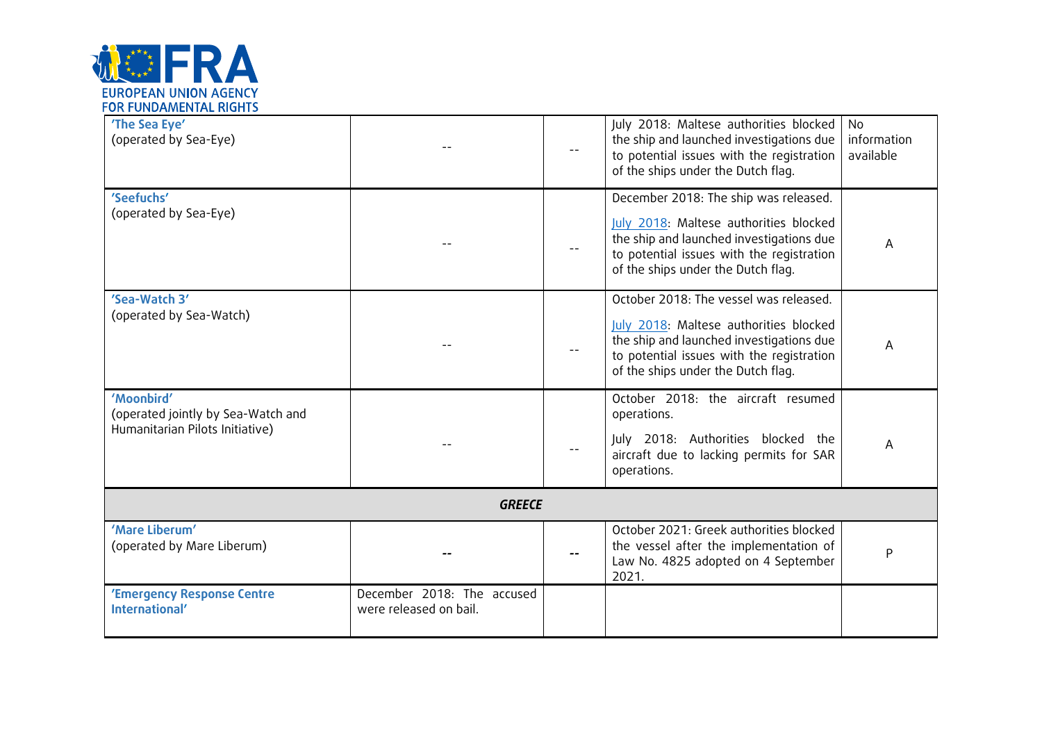| | | | | |
|---|---|---|---|---|
| **'The Sea Eye'** (operated by Sea-Eye) | -- | -- | July 2018: Maltese authorities blocked the ship and launched investigations due to potential issues with the registration of the ships under the Dutch flag. | No information available |
| **'Seefuchs'** (operated by Sea-Eye) | -- | -- | December 2018: The ship was released.<br><br>July 2018: Maltese authorities blocked the ship and launched investigations due to potential issues with the registration of the ships under the Dutch flag. | A |
| **'Sea-Watch 3'** (operated by Sea-Watch) | -- | -- | October 2018: The vessel was released.<br><br>July 2018: Maltese authorities blocked the ship and launched investigations due to potential issues with the registration of the ships under the Dutch flag. | A |
| **'Moonbird'** (operated jointly by Sea-Watch and Humanitarian Pilots Initiative) | -- | -- | October 2018: the aircraft resumed operations.<br><br>July 2018: Authorities blocked the aircraft due to lacking permits for SAR operations. | A |
| ***GREECE*** | | | | |
| **'Mare Liberum'** (operated by Mare Liberum) | **--** | **--** | October 2021: Greek authorities blocked the vessel after the implementation of Law No. 4825 adopted on 4 September 2021. | P |
| **'Emergency Response Centre International'** | December 2018: The accused were released on bail. | | | |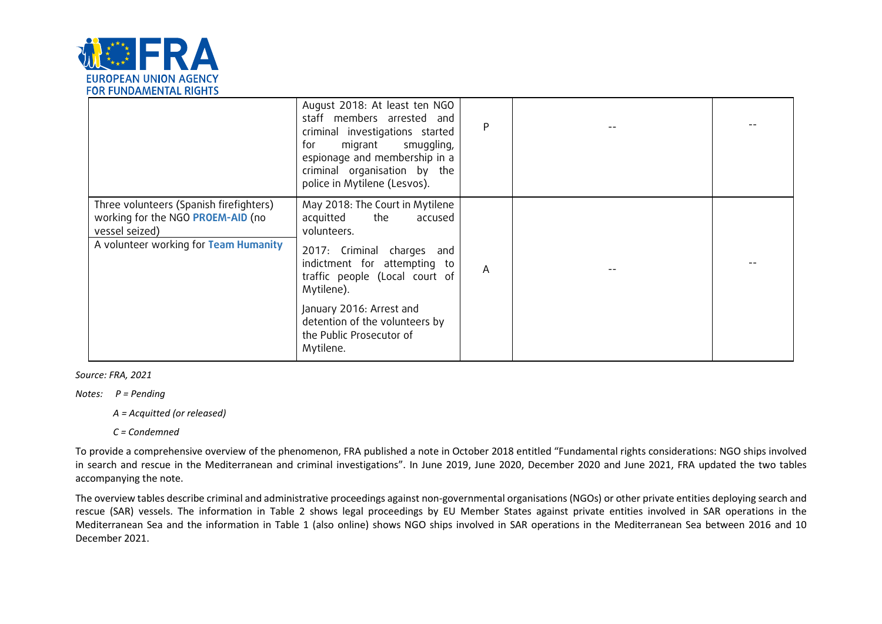| | | | | |
|---|---|---|---|---|
| | August 2018: At least ten NGO staff members arrested and criminal investigations started for migrant smuggling, espionage and membership in a criminal organisation by the police in Mytilene (Lesvos). | P | -- | -- |
| Three volunteers (Spanish firefighters) working for the NGO **PROEM-AID** (no vessel seized)<br>A volunteer working for **Team Humanity** | May 2018: The Court in Mytilene acquitted the accused volunteers.<br>2017: Criminal charges and indictment for attempting to traffic people (Local court of Mytilene).<br>January 2016: Arrest and detention of the volunteers by the Public Prosecutor of Mytilene. | A | -- | -- |

*Source: FRA, 2021*

*Notes: P = Pending*

*A = Acquitted (or released)*

*C = Condemned*

To provide a comprehensive overview of the phenomenon, FRA published a note in October 2018 entitled "Fundamental rights considerations: NGO ships involved in search and rescue in the Mediterranean and criminal investigations". In June 2019, June 2020, December 2020 and June 2021, FRA updated the two tables accompanying the note.

The overview tables describe criminal and administrative proceedings against non-governmental organisations (NGOs) or other private entities deploying search and rescue (SAR) vessels. The information in Table 2 shows legal proceedings by EU Member States against private entities involved in SAR operations in the Mediterranean Sea and the information in Table 1 (also online) shows NGO ships involved in SAR operations in the Mediterranean Sea between 2016 and 10 December 2021.